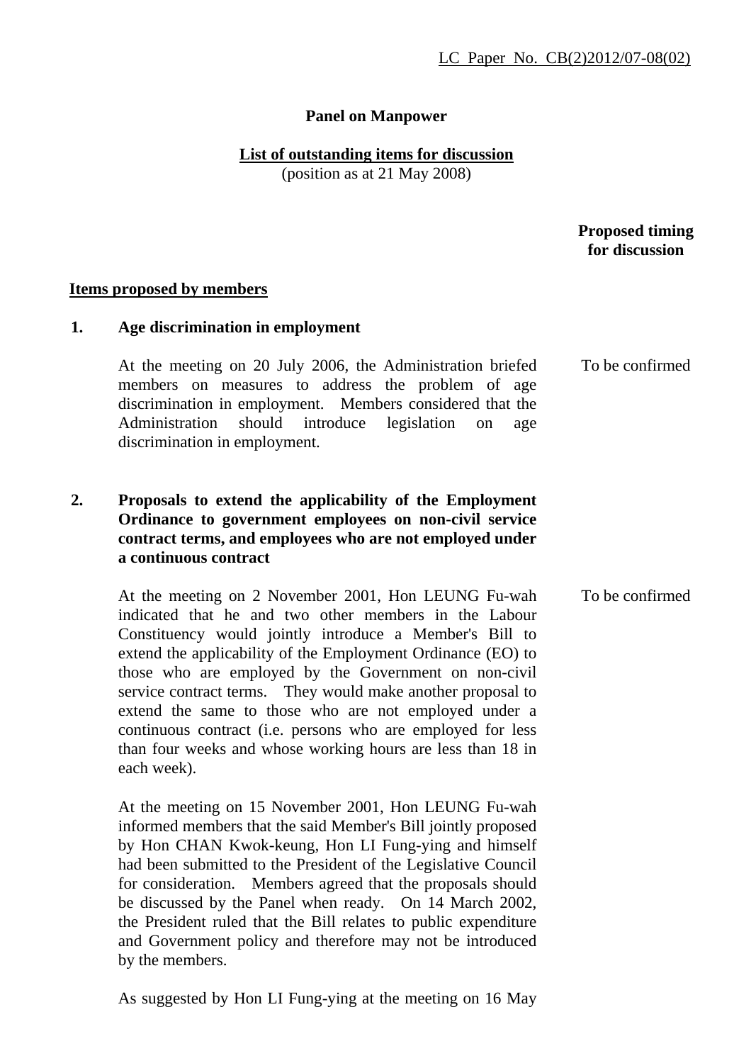LC Paper No. CB(2)2012/07-08(02)

**Panel on Manpower**

**List of outstanding items for discussion**
(position as at 21 May 2008)

**Proposed timing for discussion**

**Items proposed by members**

**1. Age discrimination in employment**

At the meeting on 20 July 2006, the Administration briefed members on measures to address the problem of age discrimination in employment. Members considered that the Administration should introduce legislation on age discrimination in employment. — To be confirmed

**2. Proposals to extend the applicability of the Employment Ordinance to government employees on non-civil service contract terms, and employees who are not employed under a continuous contract**

At the meeting on 2 November 2001, Hon LEUNG Fu-wah indicated that he and two other members in the Labour Constituency would jointly introduce a Member's Bill to extend the applicability of the Employment Ordinance (EO) to those who are employed by the Government on non-civil service contract terms. They would make another proposal to extend the same to those who are not employed under a continuous contract (i.e. persons who are employed for less than four weeks and whose working hours are less than 18 in each week). — To be confirmed

At the meeting on 15 November 2001, Hon LEUNG Fu-wah informed members that the said Member's Bill jointly proposed by Hon CHAN Kwok-keung, Hon LI Fung-ying and himself had been submitted to the President of the Legislative Council for consideration. Members agreed that the proposals should be discussed by the Panel when ready. On 14 March 2002, the President ruled that the Bill relates to public expenditure and Government policy and therefore may not be introduced by the members.

As suggested by Hon LI Fung-ying at the meeting on 16 May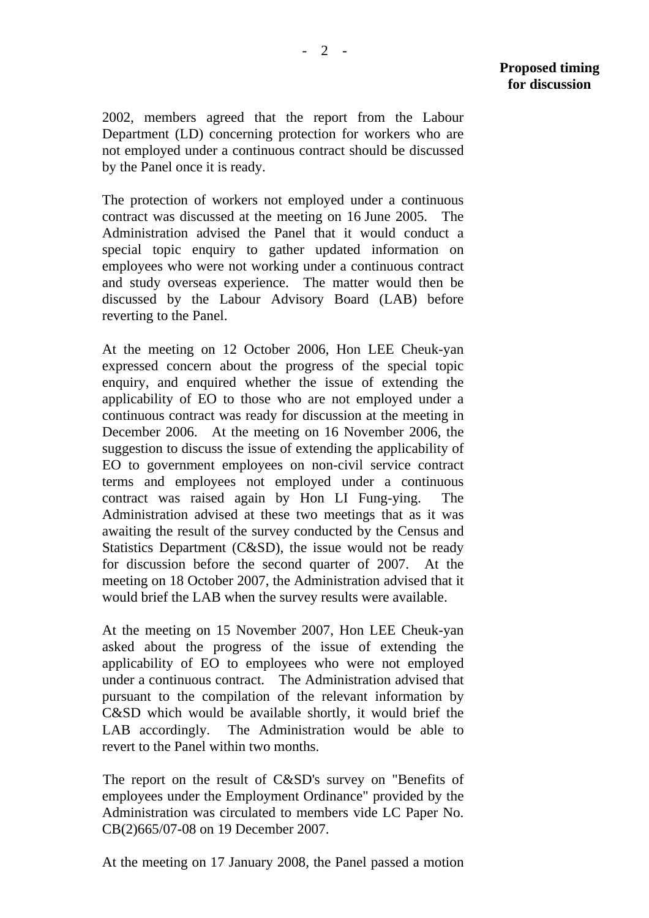**Proposed timing for discussion**

2002, members agreed that the report from the Labour Department (LD) concerning protection for workers who are not employed under a continuous contract should be discussed by the Panel once it is ready.

The protection of workers not employed under a continuous contract was discussed at the meeting on 16 June 2005. The Administration advised the Panel that it would conduct a special topic enquiry to gather updated information on employees who were not working under a continuous contract and study overseas experience. The matter would then be discussed by the Labour Advisory Board (LAB) before reverting to the Panel.

At the meeting on 12 October 2006, Hon LEE Cheuk-yan expressed concern about the progress of the special topic enquiry, and enquired whether the issue of extending the applicability of EO to those who are not employed under a continuous contract was ready for discussion at the meeting in December 2006. At the meeting on 16 November 2006, the suggestion to discuss the issue of extending the applicability of EO to government employees on non-civil service contract terms and employees not employed under a continuous contract was raised again by Hon LI Fung-ying. The Administration advised at these two meetings that as it was awaiting the result of the survey conducted by the Census and Statistics Department (C&SD), the issue would not be ready for discussion before the second quarter of 2007. At the meeting on 18 October 2007, the Administration advised that it would brief the LAB when the survey results were available.

At the meeting on 15 November 2007, Hon LEE Cheuk-yan asked about the progress of the issue of extending the applicability of EO to employees who were not employed under a continuous contract. The Administration advised that pursuant to the compilation of the relevant information by C&SD which would be available shortly, it would brief the LAB accordingly. The Administration would be able to revert to the Panel within two months.

The report on the result of C&SD's survey on "Benefits of employees under the Employment Ordinance" provided by the Administration was circulated to members vide LC Paper No. CB(2)665/07-08 on 19 December 2007.

At the meeting on 17 January 2008, the Panel passed a motion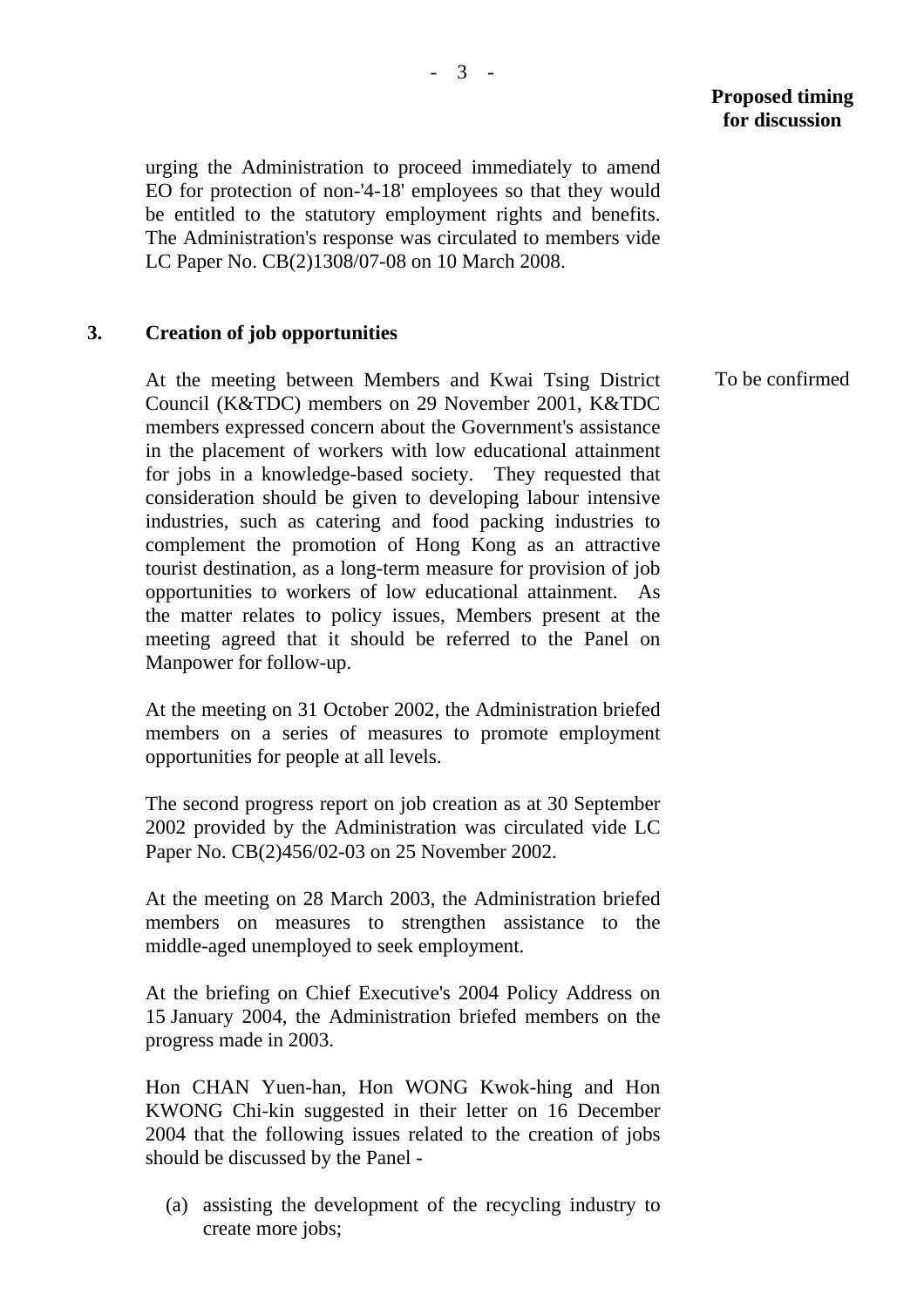**Proposed timing for discussion**

urging the Administration to proceed immediately to amend EO for protection of non-'4-18' employees so that they would be entitled to the statutory employment rights and benefits. The Administration's response was circulated to members vide LC Paper No. CB(2)1308/07-08 on 10 March 2008.

**3. Creation of job opportunities**

At the meeting between Members and Kwai Tsing District Council (K&TDC) members on 29 November 2001, K&TDC members expressed concern about the Government's assistance in the placement of workers with low educational attainment for jobs in a knowledge-based society. They requested that consideration should be given to developing labour intensive industries, such as catering and food packing industries to complement the promotion of Hong Kong as an attractive tourist destination, as a long-term measure for provision of job opportunities to workers of low educational attainment. As the matter relates to policy issues, Members present at the meeting agreed that it should be referred to the Panel on Manpower for follow-up.

*Proposed timing for discussion: To be confirmed*

At the meeting on 31 October 2002, the Administration briefed members on a series of measures to promote employment opportunities for people at all levels.

The second progress report on job creation as at 30 September 2002 provided by the Administration was circulated vide LC Paper No. CB(2)456/02-03 on 25 November 2002.

At the meeting on 28 March 2003, the Administration briefed members on measures to strengthen assistance to the middle-aged unemployed to seek employment.

At the briefing on Chief Executive's 2004 Policy Address on 15 January 2004, the Administration briefed members on the progress made in 2003.

Hon CHAN Yuen-han, Hon WONG Kwok-hing and Hon KWONG Chi-kin suggested in their letter on 16 December 2004 that the following issues related to the creation of jobs should be discussed by the Panel -

(a) assisting the development of the recycling industry to create more jobs;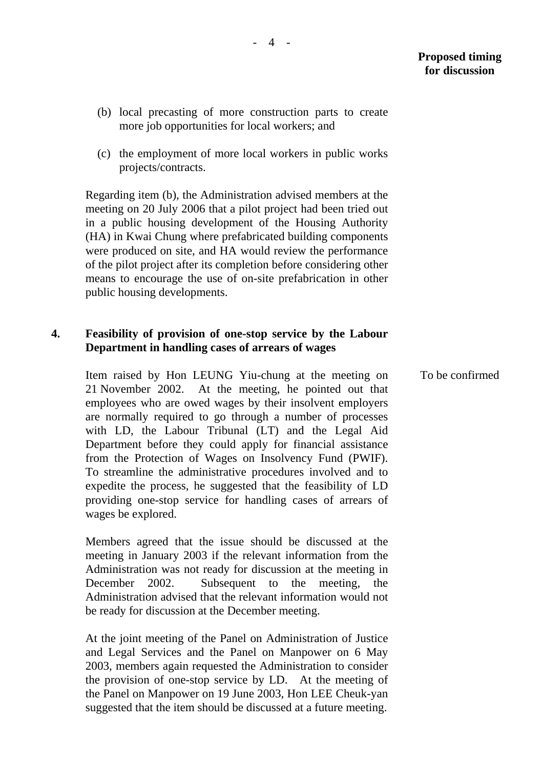**Proposed timing for discussion**

(b) local precasting of more construction parts to create more job opportunities for local workers; and

(c) the employment of more local workers in public works projects/contracts.

Regarding item (b), the Administration advised members at the meeting on 20 July 2006 that a pilot project had been tried out in a public housing development of the Housing Authority (HA) in Kwai Chung where prefabricated building components were produced on site, and HA would review the performance of the pilot project after its completion before considering other means to encourage the use of on-site prefabrication in other public housing developments.

**4. Feasibility of provision of one-stop service by the Labour Department in handling cases of arrears of wages**

Item raised by Hon LEUNG Yiu-chung at the meeting on 21 November 2002. At the meeting, he pointed out that employees who are owed wages by their insolvent employers are normally required to go through a number of processes with LD, the Labour Tribunal (LT) and the Legal Aid Department before they could apply for financial assistance from the Protection of Wages on Insolvency Fund (PWIF). To streamline the administrative procedures involved and to expedite the process, he suggested that the feasibility of LD providing one-stop service for handling cases of arrears of wages be explored. — To be confirmed

Members agreed that the issue should be discussed at the meeting in January 2003 if the relevant information from the Administration was not ready for discussion at the meeting in December 2002. Subsequent to the meeting, the Administration advised that the relevant information would not be ready for discussion at the December meeting.

At the joint meeting of the Panel on Administration of Justice and Legal Services and the Panel on Manpower on 6 May 2003, members again requested the Administration to consider the provision of one-stop service by LD. At the meeting of the Panel on Manpower on 19 June 2003, Hon LEE Cheuk-yan suggested that the item should be discussed at a future meeting.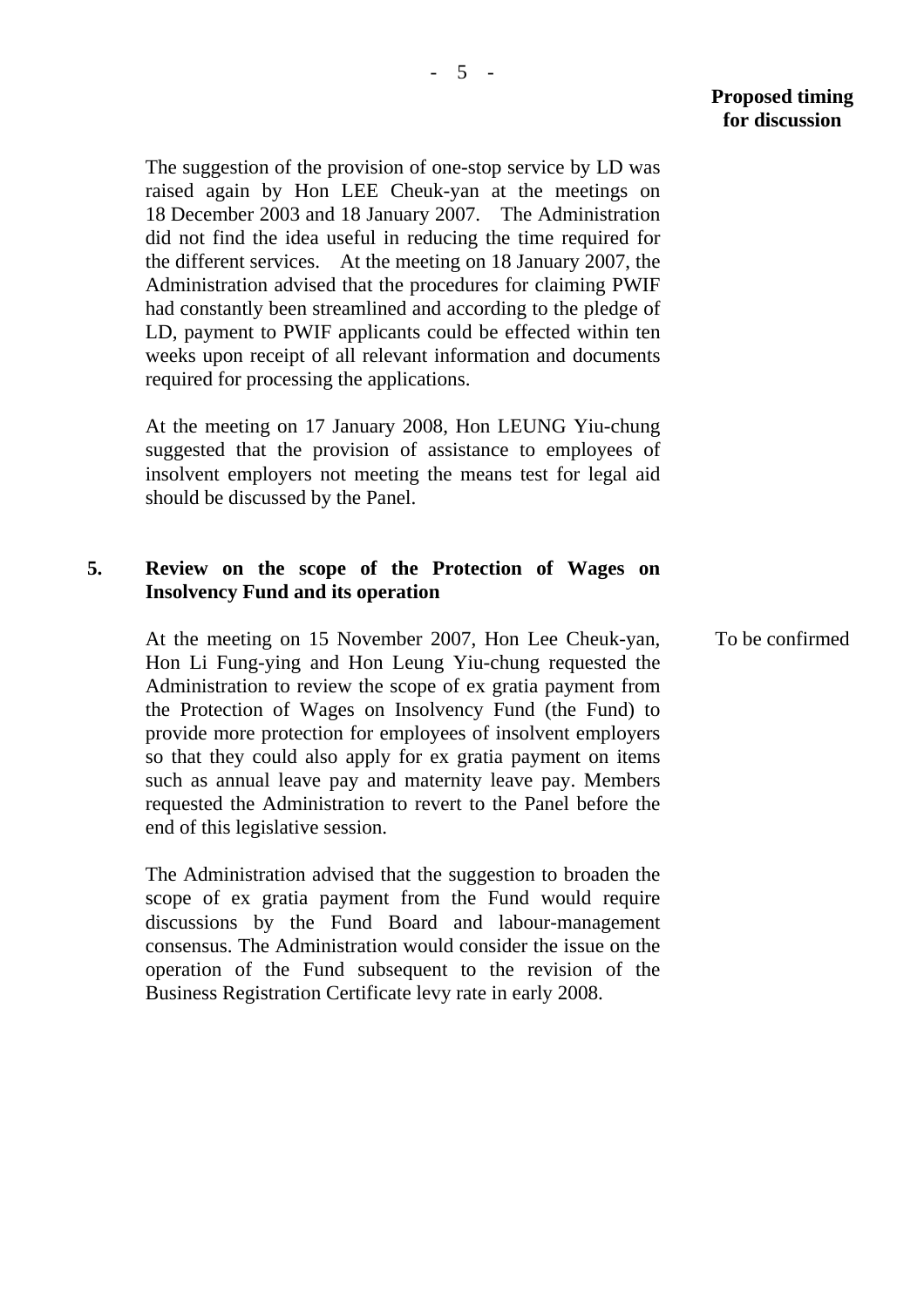**Proposed timing for discussion**

The suggestion of the provision of one-stop service by LD was raised again by Hon LEE Cheuk-yan at the meetings on 18 December 2003 and 18 January 2007. The Administration did not find the idea useful in reducing the time required for the different services. At the meeting on 18 January 2007, the Administration advised that the procedures for claiming PWIF had constantly been streamlined and according to the pledge of LD, payment to PWIF applicants could be effected within ten weeks upon receipt of all relevant information and documents required for processing the applications.

At the meeting on 17 January 2008, Hon LEUNG Yiu-chung suggested that the provision of assistance to employees of insolvent employers not meeting the means test for legal aid should be discussed by the Panel.

**5. Review on the scope of the Protection of Wages on Insolvency Fund and its operation**

At the meeting on 15 November 2007, Hon Lee Cheuk-yan, Hon Li Fung-ying and Hon Leung Yiu-chung requested the Administration to review the scope of ex gratia payment from the Protection of Wages on Insolvency Fund (the Fund) to provide more protection for employees of insolvent employers so that they could also apply for ex gratia payment on items such as annual leave pay and maternity leave pay. Members requested the Administration to revert to the Panel before the end of this legislative session. — To be confirmed

The Administration advised that the suggestion to broaden the scope of ex gratia payment from the Fund would require discussions by the Fund Board and labour-management consensus. The Administration would consider the issue on the operation of the Fund subsequent to the revision of the Business Registration Certificate levy rate in early 2008.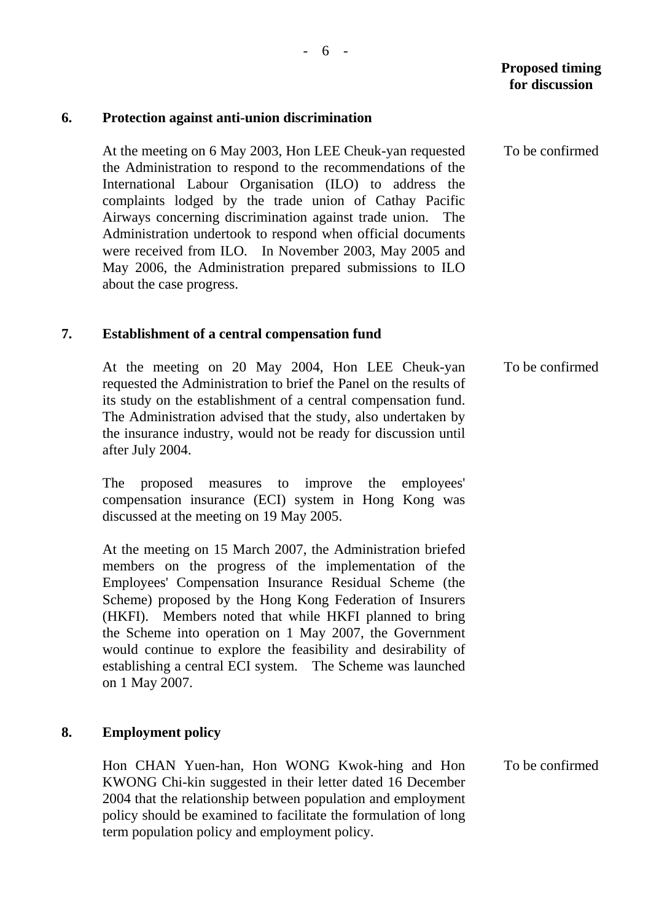**Proposed timing for discussion**

**6. Protection against anti-union discrimination**

At the meeting on 6 May 2003, Hon LEE Cheuk-yan requested the Administration to respond to the recommendations of the International Labour Organisation (ILO) to address the complaints lodged by the trade union of Cathay Pacific Airways concerning discrimination against trade union. The Administration undertook to respond when official documents were received from ILO. In November 2003, May 2005 and May 2006, the Administration prepared submissions to ILO about the case progress.

To be confirmed

**7. Establishment of a central compensation fund**

At the meeting on 20 May 2004, Hon LEE Cheuk-yan requested the Administration to brief the Panel on the results of its study on the establishment of a central compensation fund. The Administration advised that the study, also undertaken by the insurance industry, would not be ready for discussion until after July 2004.

To be confirmed

The proposed measures to improve the employees' compensation insurance (ECI) system in Hong Kong was discussed at the meeting on 19 May 2005.

At the meeting on 15 March 2007, the Administration briefed members on the progress of the implementation of the Employees' Compensation Insurance Residual Scheme (the Scheme) proposed by the Hong Kong Federation of Insurers (HKFI). Members noted that while HKFI planned to bring the Scheme into operation on 1 May 2007, the Government would continue to explore the feasibility and desirability of establishing a central ECI system. The Scheme was launched on 1 May 2007.

**8. Employment policy**

Hon CHAN Yuen-han, Hon WONG Kwok-hing and Hon KWONG Chi-kin suggested in their letter dated 16 December 2004 that the relationship between population and employment policy should be examined to facilitate the formulation of long term population policy and employment policy.

To be confirmed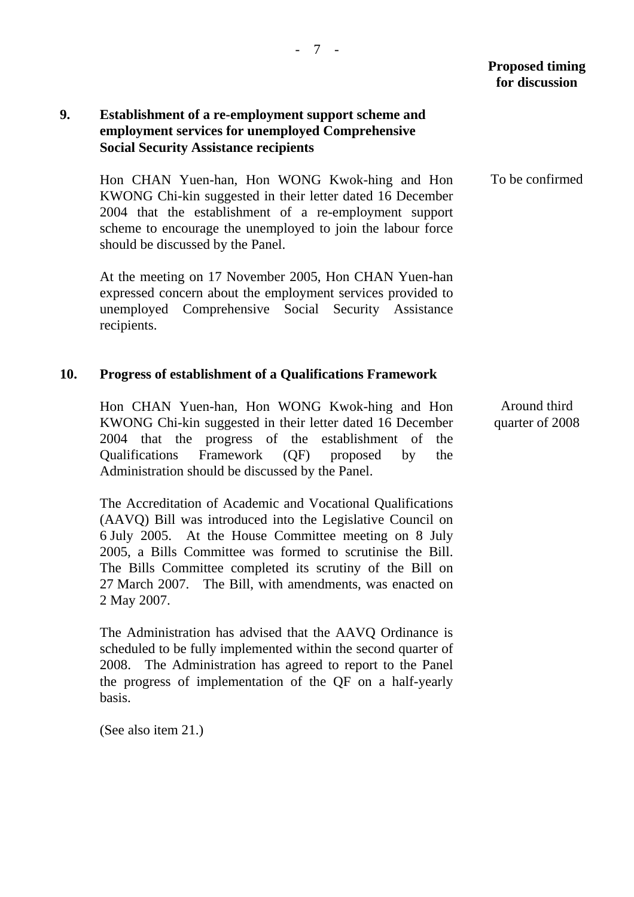**Proposed timing for discussion**

**9. Establishment of a re-employment support scheme and employment services for unemployed Comprehensive Social Security Assistance recipients**

Hon CHAN Yuen-han, Hon WONG Kwok-hing and Hon KWONG Chi-kin suggested in their letter dated 16 December 2004 that the establishment of a re-employment support scheme to encourage the unemployed to join the labour force should be discussed by the Panel.

*Proposed timing for discussion: To be confirmed*

At the meeting on 17 November 2005, Hon CHAN Yuen-han expressed concern about the employment services provided to unemployed Comprehensive Social Security Assistance recipients.

**10. Progress of establishment of a Qualifications Framework**

Hon CHAN Yuen-han, Hon WONG Kwok-hing and Hon KWONG Chi-kin suggested in their letter dated 16 December 2004 that the progress of the establishment of the Qualifications Framework (QF) proposed by the Administration should be discussed by the Panel.

*Proposed timing for discussion: Around third quarter of 2008*

The Accreditation of Academic and Vocational Qualifications (AAVQ) Bill was introduced into the Legislative Council on 6 July 2005. At the House Committee meeting on 8 July 2005, a Bills Committee was formed to scrutinise the Bill. The Bills Committee completed its scrutiny of the Bill on 27 March 2007. The Bill, with amendments, was enacted on 2 May 2007.

The Administration has advised that the AAVQ Ordinance is scheduled to be fully implemented within the second quarter of 2008. The Administration has agreed to report to the Panel the progress of implementation of the QF on a half-yearly basis.

(See also item 21.)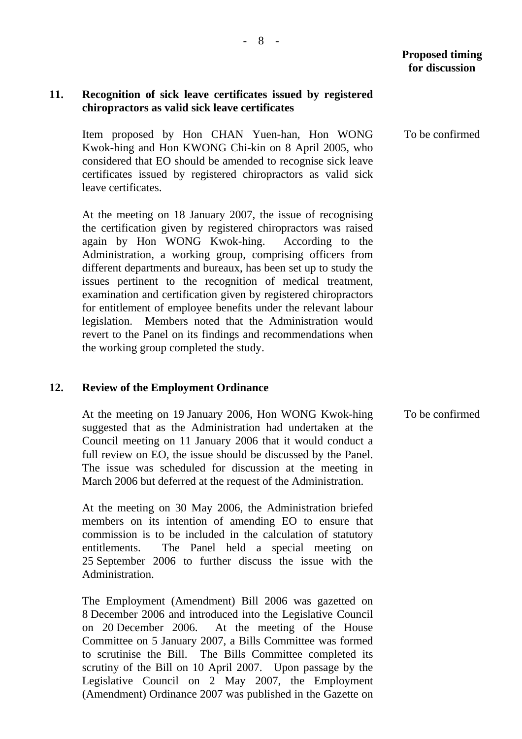**Proposed timing for discussion**

**11. Recognition of sick leave certificates issued by registered chiropractors as valid sick leave certificates**

Item proposed by Hon CHAN Yuen-han, Hon WONG Kwok-hing and Hon KWONG Chi-kin on 8 April 2005, who considered that EO should be amended to recognise sick leave certificates issued by registered chiropractors as valid sick leave certificates. — To be confirmed

At the meeting on 18 January 2007, the issue of recognising the certification given by registered chiropractors was raised again by Hon WONG Kwok-hing. According to the Administration, a working group, comprising officers from different departments and bureaux, has been set up to study the issues pertinent to the recognition of medical treatment, examination and certification given by registered chiropractors for entitlement of employee benefits under the relevant labour legislation. Members noted that the Administration would revert to the Panel on its findings and recommendations when the working group completed the study.

**12. Review of the Employment Ordinance**

At the meeting on 19 January 2006, Hon WONG Kwok-hing suggested that as the Administration had undertaken at the Council meeting on 11 January 2006 that it would conduct a full review on EO, the issue should be discussed by the Panel. The issue was scheduled for discussion at the meeting in March 2006 but deferred at the request of the Administration. — To be confirmed

At the meeting on 30 May 2006, the Administration briefed members on its intention of amending EO to ensure that commission is to be included in the calculation of statutory entitlements. The Panel held a special meeting on 25 September 2006 to further discuss the issue with the Administration.

The Employment (Amendment) Bill 2006 was gazetted on 8 December 2006 and introduced into the Legislative Council on 20 December 2006. At the meeting of the House Committee on 5 January 2007, a Bills Committee was formed to scrutinise the Bill. The Bills Committee completed its scrutiny of the Bill on 10 April 2007. Upon passage by the Legislative Council on 2 May 2007, the Employment (Amendment) Ordinance 2007 was published in the Gazette on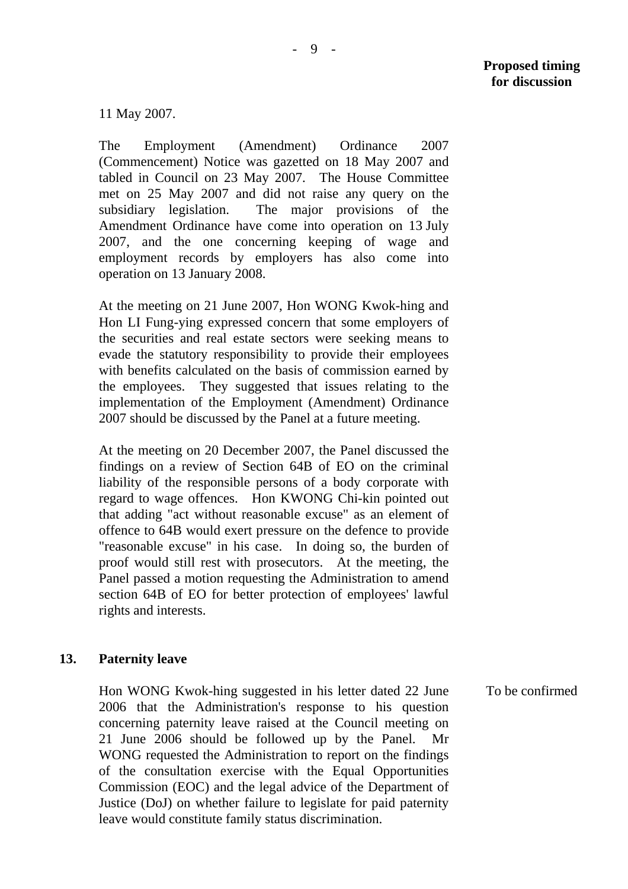**Proposed timing for discussion**

11 May 2007.

The Employment (Amendment) Ordinance 2007 (Commencement) Notice was gazetted on 18 May 2007 and tabled in Council on 23 May 2007. The House Committee met on 25 May 2007 and did not raise any query on the subsidiary legislation. The major provisions of the Amendment Ordinance have come into operation on 13 July 2007, and the one concerning keeping of wage and employment records by employers has also come into operation on 13 January 2008.

At the meeting on 21 June 2007, Hon WONG Kwok-hing and Hon LI Fung-ying expressed concern that some employers of the securities and real estate sectors were seeking means to evade the statutory responsibility to provide their employees with benefits calculated on the basis of commission earned by the employees. They suggested that issues relating to the implementation of the Employment (Amendment) Ordinance 2007 should be discussed by the Panel at a future meeting.

At the meeting on 20 December 2007, the Panel discussed the findings on a review of Section 64B of EO on the criminal liability of the responsible persons of a body corporate with regard to wage offences. Hon KWONG Chi-kin pointed out that adding "act without reasonable excuse" as an element of offence to 64B would exert pressure on the defence to provide "reasonable excuse" in his case. In doing so, the burden of proof would still rest with prosecutors. At the meeting, the Panel passed a motion requesting the Administration to amend section 64B of EO for better protection of employees' lawful rights and interests.

## 13. Paternity leave

Hon WONG Kwok-hing suggested in his letter dated 22 June 2006 that the Administration's response to his question concerning paternity leave raised at the Council meeting on 21 June 2006 should be followed up by the Panel. Mr WONG requested the Administration to report on the findings of the consultation exercise with the Equal Opportunities Commission (EOC) and the legal advice of the Department of Justice (DoJ) on whether failure to legislate for paid paternity leave would constitute family status discrimination.

To be confirmed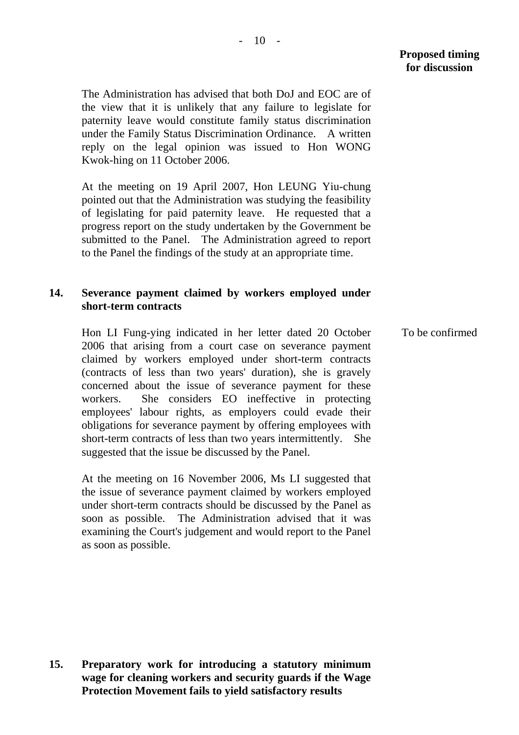**Proposed timing for discussion**

The Administration has advised that both DoJ and EOC are of the view that it is unlikely that any failure to legislate for paternity leave would constitute family status discrimination under the Family Status Discrimination Ordinance. A written reply on the legal opinion was issued to Hon WONG Kwok-hing on 11 October 2006.

At the meeting on 19 April 2007, Hon LEUNG Yiu-chung pointed out that the Administration was studying the feasibility of legislating for paid paternity leave. He requested that a progress report on the study undertaken by the Government be submitted to the Panel. The Administration agreed to report to the Panel the findings of the study at an appropriate time.

**14. Severance payment claimed by workers employed under short-term contracts**

Hon LI Fung-ying indicated in her letter dated 20 October 2006 that arising from a court case on severance payment claimed by workers employed under short-term contracts (contracts of less than two years' duration), she is gravely concerned about the issue of severance payment for these workers. She considers EO ineffective in protecting employees' labour rights, as employers could evade their obligations for severance payment by offering employees with short-term contracts of less than two years intermittently. She suggested that the issue be discussed by the Panel. — To be confirmed

At the meeting on 16 November 2006, Ms LI suggested that the issue of severance payment claimed by workers employed under short-term contracts should be discussed by the Panel as soon as possible. The Administration advised that it was examining the Court's judgement and would report to the Panel as soon as possible.

**15. Preparatory work for introducing a statutory minimum wage for cleaning workers and security guards if the Wage Protection Movement fails to yield satisfactory results**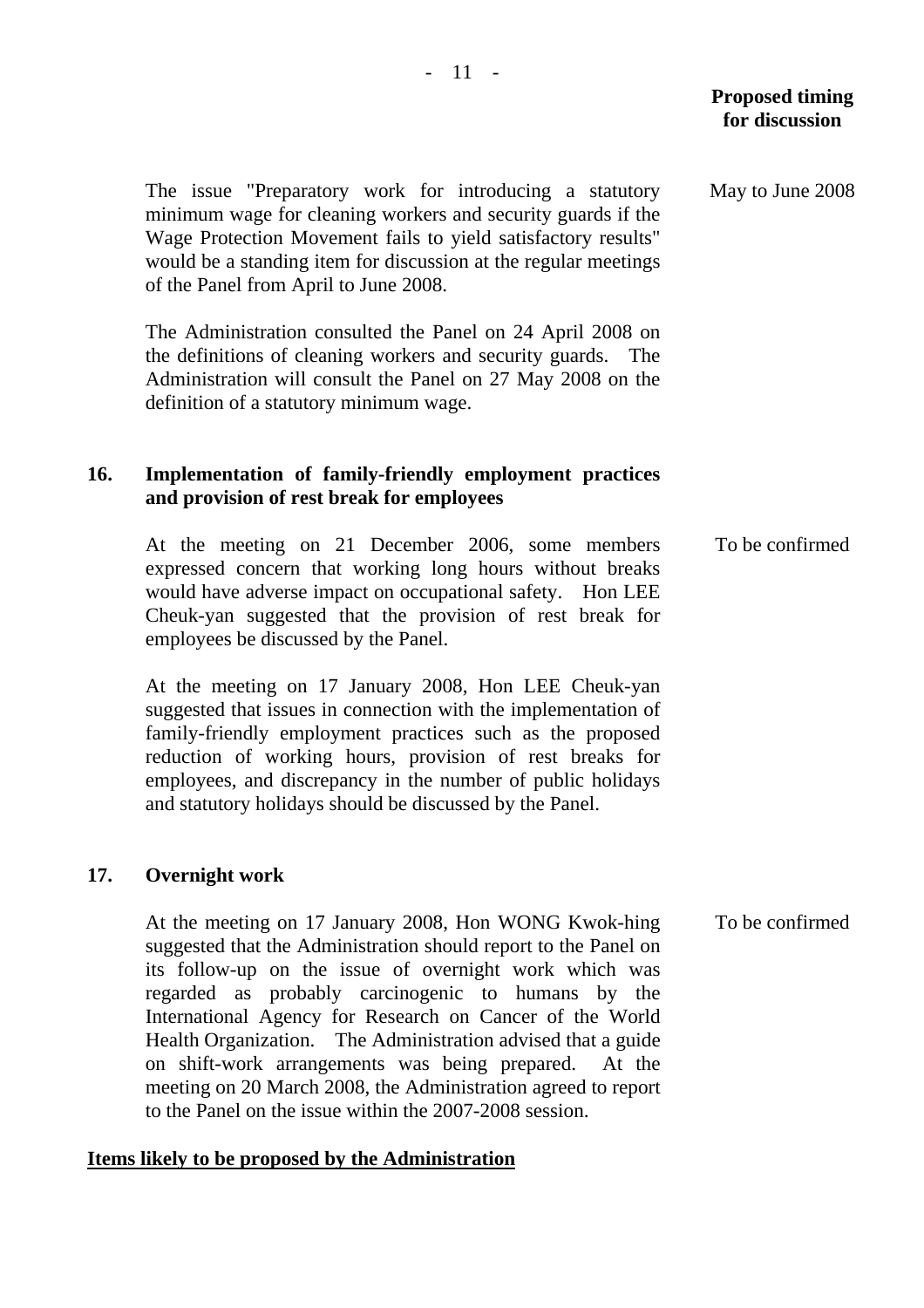**Proposed timing for discussion**

The issue "Preparatory work for introducing a statutory minimum wage for cleaning workers and security guards if the Wage Protection Movement fails to yield satisfactory results" would be a standing item for discussion at the regular meetings of the Panel from April to June 2008. — May to June 2008

The Administration consulted the Panel on 24 April 2008 on the definitions of cleaning workers and security guards. The Administration will consult the Panel on 27 May 2008 on the definition of a statutory minimum wage.

**16. Implementation of family-friendly employment practices and provision of rest break for employees**

At the meeting on 21 December 2006, some members expressed concern that working long hours without breaks would have adverse impact on occupational safety. Hon LEE Cheuk-yan suggested that the provision of rest break for employees be discussed by the Panel. — To be confirmed

At the meeting on 17 January 2008, Hon LEE Cheuk-yan suggested that issues in connection with the implementation of family-friendly employment practices such as the proposed reduction of working hours, provision of rest breaks for employees, and discrepancy in the number of public holidays and statutory holidays should be discussed by the Panel.

**17. Overnight work**

At the meeting on 17 January 2008, Hon WONG Kwok-hing suggested that the Administration should report to the Panel on its follow-up on the issue of overnight work which was regarded as probably carcinogenic to humans by the International Agency for Research on Cancer of the World Health Organization. The Administration advised that a guide on shift-work arrangements was being prepared. At the meeting on 20 March 2008, the Administration agreed to report to the Panel on the issue within the 2007-2008 session. — To be confirmed

**Items likely to be proposed by the Administration**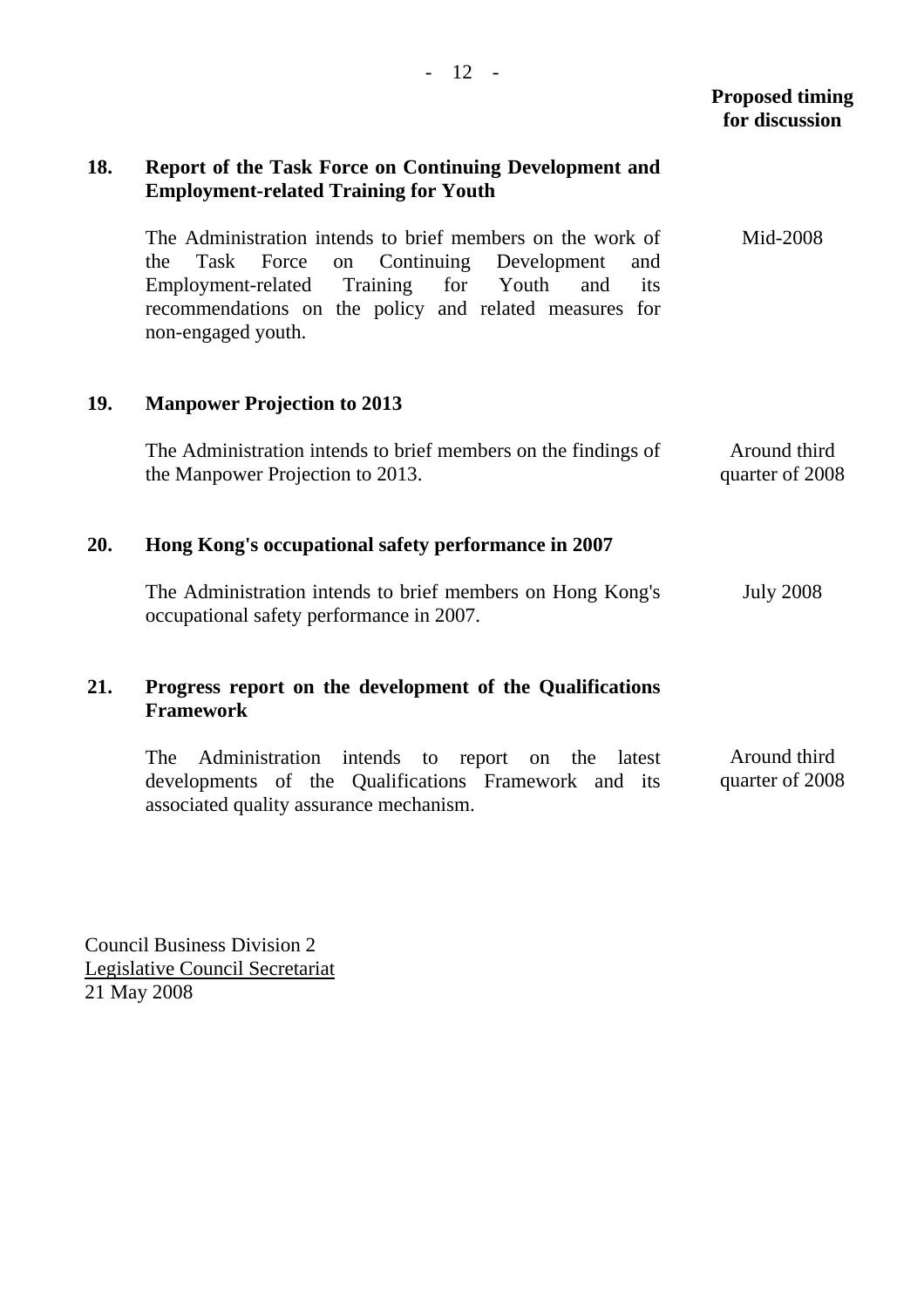**Proposed timing for discussion**

**18. Report of the Task Force on Continuing Development and Employment-related Training for Youth**

The Administration intends to brief members on the work of the Task Force on Continuing Development and Employment-related Training for Youth and its recommendations on the policy and related measures for non-engaged youth. — Mid-2008

**19. Manpower Projection to 2013**

The Administration intends to brief members on the findings of the Manpower Projection to 2013. — Around third quarter of 2008

**20. Hong Kong's occupational safety performance in 2007**

The Administration intends to brief members on Hong Kong's occupational safety performance in 2007. — July 2008

**21. Progress report on the development of the Qualifications Framework**

The Administration intends to report on the latest developments of the Qualifications Framework and its associated quality assurance mechanism. — Around third quarter of 2008

Council Business Division 2
Legislative Council Secretariat
21 May 2008